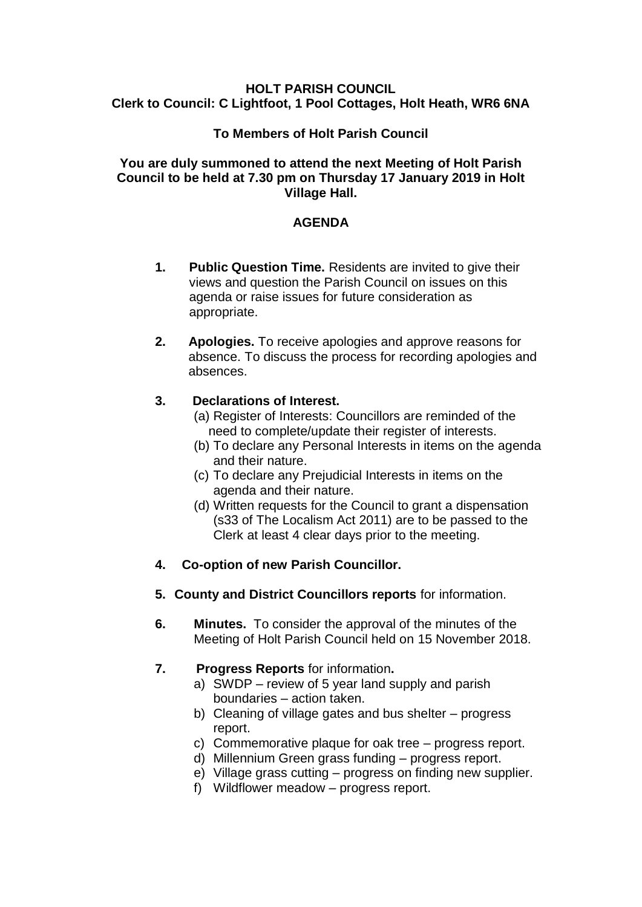**HOLT PARISH COUNCIL**
**Clerk to Council: C Lightfoot, 1 Pool Cottages, Holt Heath, WR6 6NA**

**To Members of Holt Parish Council**

**You are duly summoned to attend the next Meeting of Holt Parish Council to be held at 7.30 pm on Thursday 17 January 2019 in Holt Village Hall.**

## AGENDA

1. **Public Question Time.** Residents are invited to give their views and question the Parish Council on issues on this agenda or raise issues for future consideration as appropriate.

2. **Apologies.** To receive apologies and approve reasons for absence. To discuss the process for recording apologies and absences.

3. **Declarations of Interest.**
   (a) Register of Interests: Councillors are reminded of the need to complete/update their register of interests.
   (b) To declare any Personal Interests in items on the agenda and their nature.
   (c) To declare any Prejudicial Interests in items on the agenda and their nature.
   (d) Written requests for the Council to grant a dispensation (s33 of The Localism Act 2011) are to be passed to the Clerk at least 4 clear days prior to the meeting.

4. **Co-option of new Parish Councillor.**

5. **County and District Councillors reports** for information.

6. **Minutes.** To consider the approval of the minutes of the Meeting of Holt Parish Council held on 15 November 2018.

7. **Progress Reports** for information**.**
   a) SWDP – review of 5 year land supply and parish boundaries – action taken.
   b) Cleaning of village gates and bus shelter – progress report.
   c) Commemorative plaque for oak tree – progress report.
   d) Millennium Green grass funding – progress report.
   e) Village grass cutting – progress on finding new supplier.
   f) Wildflower meadow – progress report.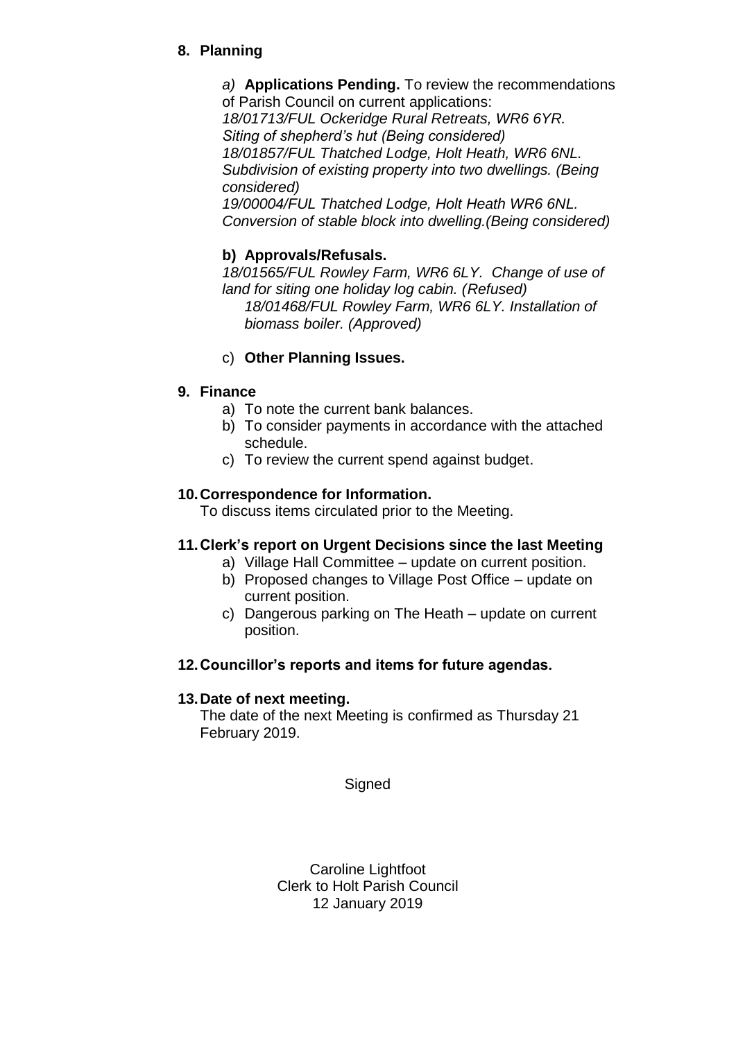## 8. Planning

*a)* **Applications Pending.** To review the recommendations of Parish Council on current applications:
*18/01713/FUL Ockeridge Rural Retreats, WR6 6YR. Siting of shepherd's hut (Being considered)*
*18/01857/FUL Thatched Lodge, Holt Heath, WR6 6NL. Subdivision of existing property into two dwellings. (Being considered)*
*19/00004/FUL Thatched Lodge, Holt Heath WR6 6NL. Conversion of stable block into dwelling.(Being considered)*

**b) Approvals/Refusals.**
*18/01565/FUL Rowley Farm, WR6 6LY. Change of use of land for siting one holiday log cabin. (Refused)*
*18/01468/FUL Rowley Farm, WR6 6LY. Installation of biomass boiler. (Approved)*

c) **Other Planning Issues.**

## 9. Finance

a) To note the current bank balances.
b) To consider payments in accordance with the attached schedule.
c) To review the current spend against budget.

## 10. Correspondence for Information.

To discuss items circulated prior to the Meeting.

## 11. Clerk's report on Urgent Decisions since the last Meeting

a) Village Hall Committee – update on current position.
b) Proposed changes to Village Post Office – update on current position.
c) Dangerous parking on The Heath – update on current position.

## 12. Councillor's reports and items for future agendas.

## 13. Date of next meeting.

The date of the next Meeting is confirmed as Thursday 21 February 2019.

Signed

Caroline Lightfoot
Clerk to Holt Parish Council
12 January 2019